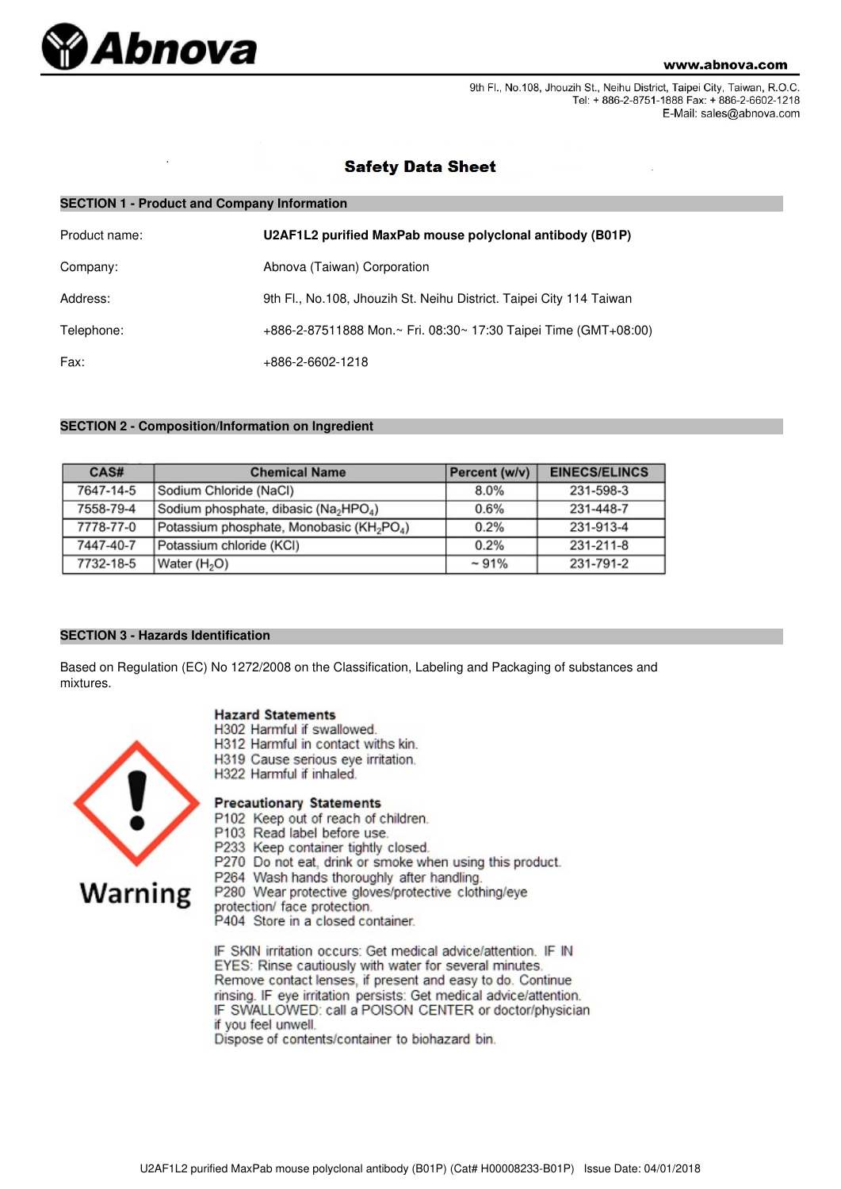# Abnova

www.abnova.com

9th Fl., No.108, Jhouzih St., Neihu District, Taipei City, Taiwan, R.O.C.
Tel: + 886-2-8751-1888 Fax: + 886-2-6602-1218
E-Mail: sales@abnova.com

## Safety Data Sheet

### SECTION 1 - Product and Company Information

Product name: **U2AF1L2 purified MaxPab mouse polyclonal antibody (B01P)**

Company: Abnova (Taiwan) Corporation

Address: 9th Fl., No.108, Jhouzih St. Neihu District. Taipei City 114 Taiwan

Telephone: +886-2-87511888 Mon.~ Fri. 08:30~ 17:30 Taipei Time (GMT+08:00)

Fax: +886-2-6602-1218

### SECTION 2 - Composition/Information on Ingredient

| CAS# | Chemical Name | Percent (w/v) | EINECS/ELINCS |
|---|---|---|---|
| 7647-14-5 | Sodium Chloride (NaCl) | 8.0% | 231-598-3 |
| 7558-79-4 | Sodium phosphate, dibasic ($Na_2HPO_4$) | 0.6% | 231-448-7 |
| 7778-77-0 | Potassium phosphate, Monobasic ($KH_2PO_4$) | 0.2% | 231-913-4 |
| 7447-40-7 | Potassium chloride (KCl) | 0.2% | 231-211-8 |
| 7732-18-5 | Water ($H_2O$) | ~ 91% | 231-791-2 |

### SECTION 3 - Hazards Identification

Based on Regulation (EC) No 1272/2008 on the Classification, Labeling and Packaging of substances and mixtures.

Warning

**Hazard Statements**
H302 Harmful if swallowed.
H312 Harmful in contact withs kin.
H319 Cause serious eye irritation.
H322 Harmful if inhaled.

**Precautionary Statements**
P102 Keep out of reach of children.
P103 Read label before use.
P233 Keep container tightly closed.
P270 Do not eat, drink or smoke when using this product.
P264 Wash hands thoroughly after handling.
P280 Wear protective gloves/protective clothing/eye protection/ face protection.
P404 Store in a closed container.

IF SKIN irritation occurs: Get medical advice/attention. IF IN EYES: Rinse cautiously with water for several minutes. Remove contact lenses, if present and easy to do. Continue rinsing. IF eye irritation persists: Get medical advice/attention. IF SWALLOWED: call a POISON CENTER or doctor/physician if you feel unwell.
Dispose of contents/container to biohazard bin.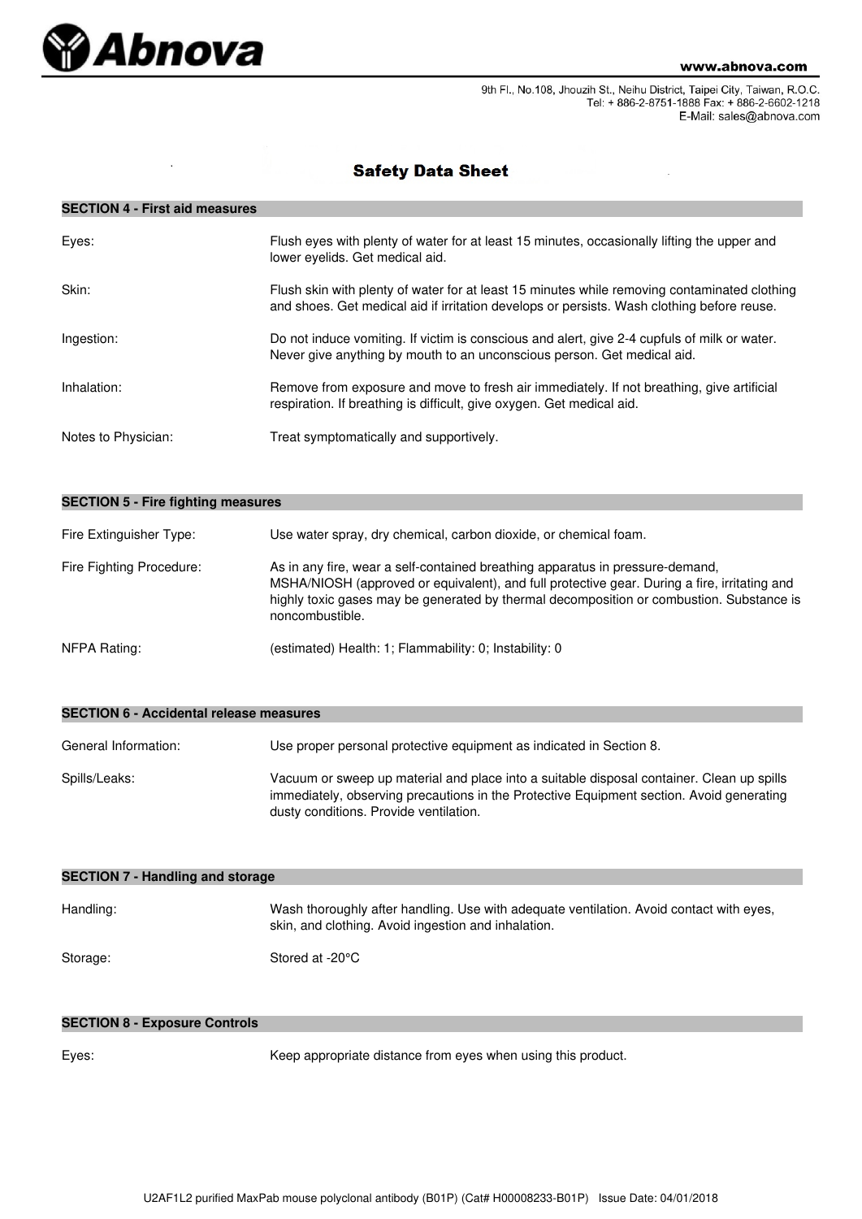# Safety Data Sheet

## SECTION 4 - First aid measures

| | |
|---|---|
| Eyes: | Flush eyes with plenty of water for at least 15 minutes, occasionally lifting the upper and lower eyelids. Get medical aid. |
| Skin: | Flush skin with plenty of water for at least 15 minutes while removing contaminated clothing and shoes. Get medical aid if irritation develops or persists. Wash clothing before reuse. |
| Ingestion: | Do not induce vomiting. If victim is conscious and alert, give 2-4 cupfuls of milk or water. Never give anything by mouth to an unconscious person. Get medical aid. |
| Inhalation: | Remove from exposure and move to fresh air immediately. If not breathing, give artificial respiration. If breathing is difficult, give oxygen. Get medical aid. |
| Notes to Physician: | Treat symptomatically and supportively. |

## SECTION 5 - Fire fighting measures

| | |
|---|---|
| Fire Extinguisher Type: | Use water spray, dry chemical, carbon dioxide, or chemical foam. |
| Fire Fighting Procedure: | As in any fire, wear a self-contained breathing apparatus in pressure-demand, MSHA/NIOSH (approved or equivalent), and full protective gear. During a fire, irritating and highly toxic gases may be generated by thermal decomposition or combustion. Substance is noncombustible. |
| NFPA Rating: | (estimated) Health: 1; Flammability: 0; Instability: 0 |

## SECTION 6 - Accidental release measures

| | |
|---|---|
| General Information: | Use proper personal protective equipment as indicated in Section 8. |
| Spills/Leaks: | Vacuum or sweep up material and place into a suitable disposal container. Clean up spills immediately, observing precautions in the Protective Equipment section. Avoid generating dusty conditions. Provide ventilation. |

## SECTION 7 - Handling and storage

| | |
|---|---|
| Handling: | Wash thoroughly after handling. Use with adequate ventilation. Avoid contact with eyes, skin, and clothing. Avoid ingestion and inhalation. |
| Storage: | Stored at -20°C |

## SECTION 8 - Exposure Controls

| | |
|---|---|
| Eyes: | Keep appropriate distance from eyes when using this product. |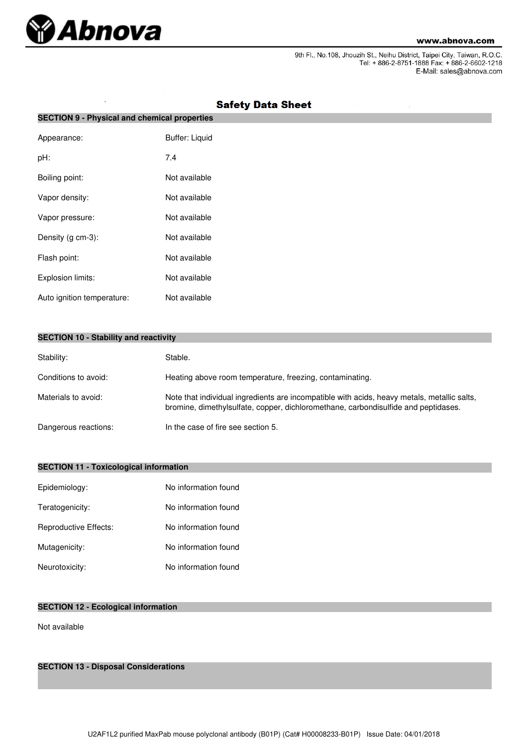# Safety Data Sheet

## SECTION 9 - Physical and chemical properties

| | |
|---|---|
| Appearance: | Buffer: Liquid |
| pH: | 7.4 |
| Boiling point: | Not available |
| Vapor density: | Not available |
| Vapor pressure: | Not available |
| Density (g cm-3): | Not available |
| Flash point: | Not available |
| Explosion limits: | Not available |
| Auto ignition temperature: | Not available |

## SECTION 10 - Stability and reactivity

| | |
|---|---|
| Stability: | Stable. |
| Conditions to avoid: | Heating above room temperature, freezing, contaminating. |
| Materials to avoid: | Note that individual ingredients are incompatible with acids, heavy metals, metallic salts, bromine, dimethylsulfate, copper, dichloromethane, carbondisulfide and peptidases. |
| Dangerous reactions: | In the case of fire see section 5. |

## SECTION 11 - Toxicological information

| | |
|---|---|
| Epidemiology: | No information found |
| Teratogenicity: | No information found |
| Reproductive Effects: | No information found |
| Mutagenicity: | No information found |
| Neurotoxicity: | No information found |

## SECTION 12 - Ecological information

Not available

## SECTION 13 - Disposal Considerations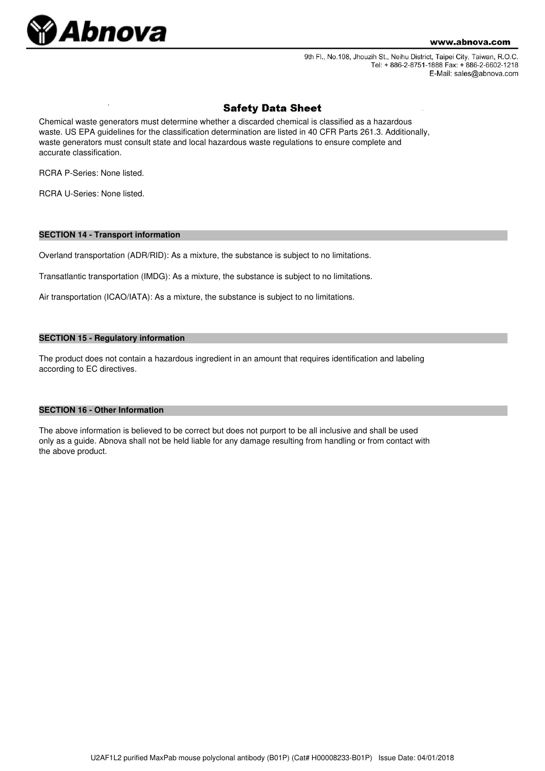Chemical waste generators must determine whether a discarded chemical is classified as a hazardous waste. US EPA guidelines for the classification determination are listed in 40 CFR Parts 261.3. Additionally, waste generators must consult state and local hazardous waste regulations to ensure complete and accurate classification.

RCRA P-Series: None listed.

RCRA U-Series: None listed.

## SECTION 14 - Transport information

Overland transportation (ADR/RID): As a mixture, the substance is subject to no limitations.

Transatlantic transportation (IMDG): As a mixture, the substance is subject to no limitations.

Air transportation (ICAO/IATA): As a mixture, the substance is subject to no limitations.

## SECTION 15 - Regulatory information

The product does not contain a hazardous ingredient in an amount that requires identification and labeling according to EC directives.

## SECTION 16 - Other Information

The above information is believed to be correct but does not purport to be all inclusive and shall be used only as a guide. Abnova shall not be held liable for any damage resulting from handling or from contact with the above product.